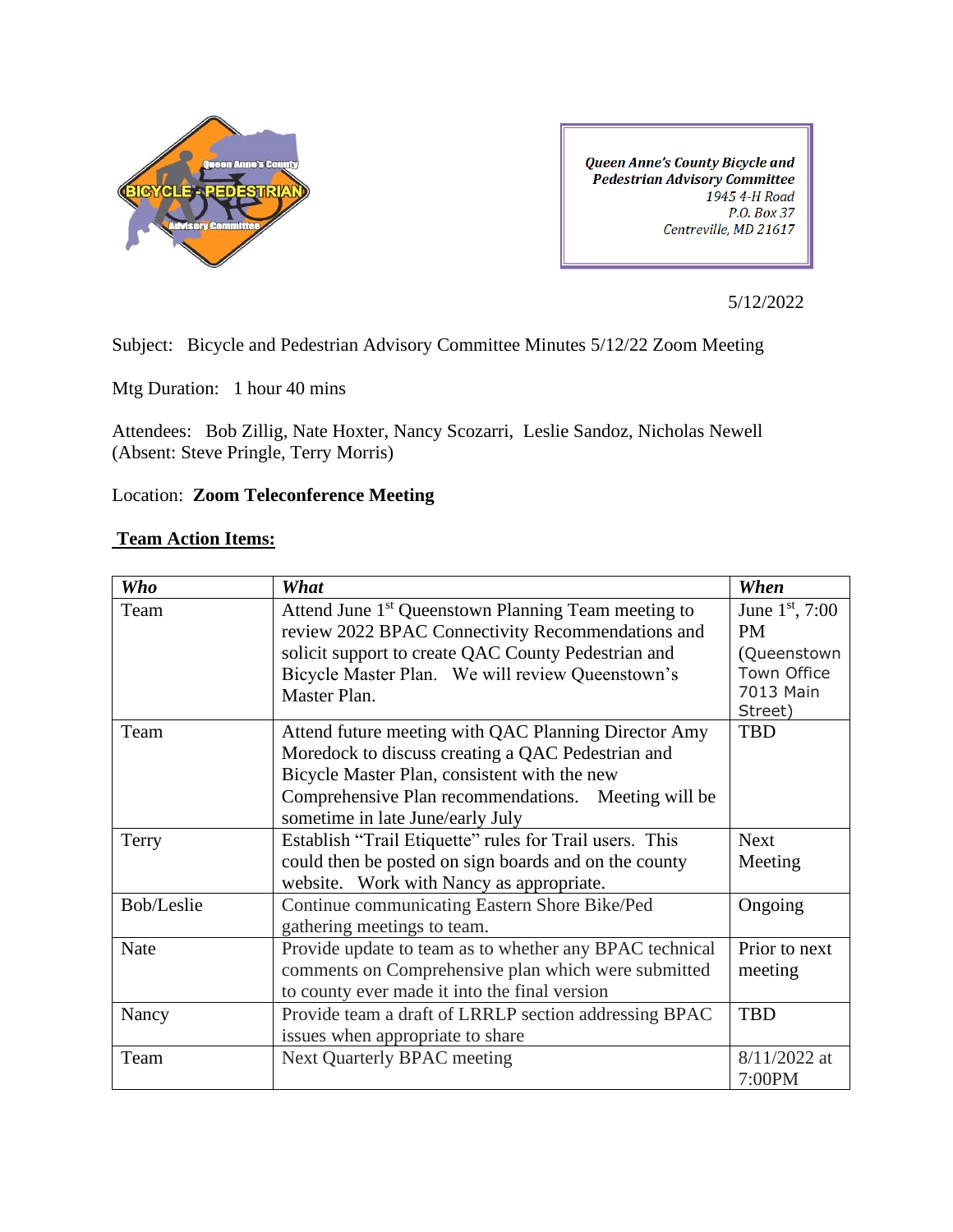*Queen Anne's County Bicycle and Pedestrian Advisory Committee*
*1945 4-H Road*
*P.O. Box 37*
*Centreville, MD 21617*

5/12/2022

Subject: Bicycle and Pedestrian Advisory Committee Minutes 5/12/22 Zoom Meeting

Mtg Duration: 1 hour 40 mins

Attendees: Bob Zillig, Nate Hoxter, Nancy Scozarri, Leslie Sandoz, Nicholas Newell (Absent: Steve Pringle, Terry Morris)

Location: **Zoom Teleconference Meeting**

**Team Action Items:**

| ***Who*** | ***What*** | ***When*** |
|---|---|---|
| Team | Attend June 1st Queenstown Planning Team meeting to review 2022 BPAC Connectivity Recommendations and solicit support to create QAC County Pedestrian and Bicycle Master Plan. We will review Queenstown's Master Plan. | June 1st, 7:00 PM (Queenstown Town Office 7013 Main Street) |
| Team | Attend future meeting with QAC Planning Director Amy Moredock to discuss creating a QAC Pedestrian and Bicycle Master Plan, consistent with the new Comprehensive Plan recommendations. Meeting will be sometime in late June/early July | TBD |
| Terry | Establish "Trail Etiquette" rules for Trail users. This could then be posted on sign boards and on the county website. Work with Nancy as appropriate. | Next Meeting |
| Bob/Leslie | Continue communicating Eastern Shore Bike/Ped gathering meetings to team. | Ongoing |
| Nate | Provide update to team as to whether any BPAC technical comments on Comprehensive plan which were submitted to county ever made it into the final version | Prior to next meeting |
| Nancy | Provide team a draft of LRRLP section addressing BPAC issues when appropriate to share | TBD |
| Team | Next Quarterly BPAC meeting | 8/11/2022 at 7:00PM |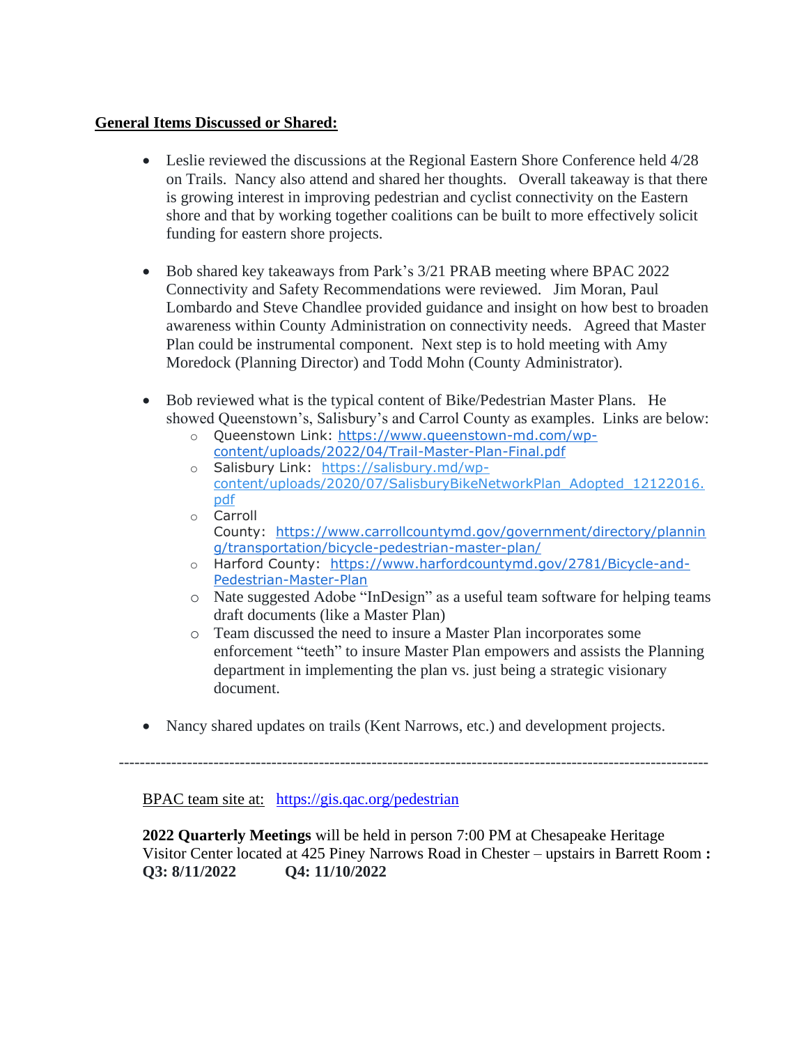**General Items Discussed or Shared:**

- Leslie reviewed the discussions at the Regional Eastern Shore Conference held 4/28 on Trails. Nancy also attend and shared her thoughts. Overall takeaway is that there is growing interest in improving pedestrian and cyclist connectivity on the Eastern shore and that by working together coalitions can be built to more effectively solicit funding for eastern shore projects.

- Bob shared key takeaways from Park's 3/21 PRAB meeting where BPAC 2022 Connectivity and Safety Recommendations were reviewed. Jim Moran, Paul Lombardo and Steve Chandlee provided guidance and insight on how best to broaden awareness within County Administration on connectivity needs. Agreed that Master Plan could be instrumental component. Next step is to hold meeting with Amy Moredock (Planning Director) and Todd Mohn (County Administrator).

- Bob reviewed what is the typical content of Bike/Pedestrian Master Plans. He showed Queenstown's, Salisbury's and Carrol County as examples. Links are below:
  - Queenstown Link: https://www.queenstown-md.com/wp-content/uploads/2022/04/Trail-Master-Plan-Final.pdf
  - Salisbury Link: https://salisbury.md/wp-content/uploads/2020/07/SalisburyBikeNetworkPlan_Adopted_12122016.pdf
  - Carroll County: https://www.carrollcountymd.gov/government/directory/planning/transportation/bicycle-pedestrian-master-plan/
  - Harford County: https://www.harfordcountymd.gov/2781/Bicycle-and-Pedestrian-Master-Plan
  - Nate suggested Adobe "InDesign" as a useful team software for helping teams draft documents (like a Master Plan)
  - Team discussed the need to insure a Master Plan incorporates some enforcement "teeth" to insure Master Plan empowers and assists the Planning department in implementing the plan vs. just being a strategic visionary document.

- Nancy shared updates on trails (Kent Narrows, etc.) and development projects.

---

BPAC team site at: https://gis.qac.org/pedestrian

**2022 Quarterly Meetings** will be held in person 7:00 PM at Chesapeake Heritage Visitor Center located at 425 Piney Narrows Road in Chester – upstairs in Barrett Room **:**
**Q3: 8/11/2022 Q4: 11/10/2022**